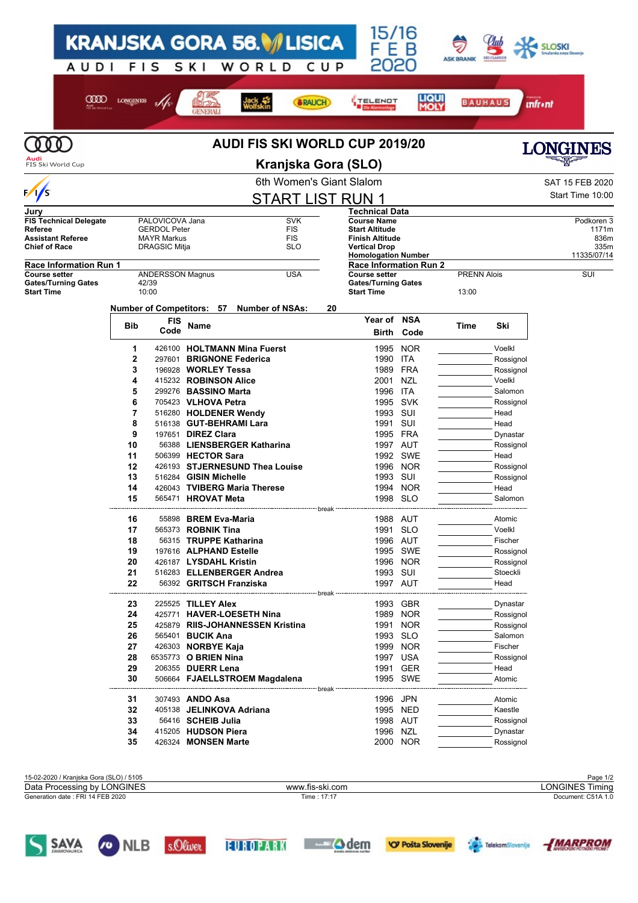# AUDI FIS SKI WORLD CUP 2019/20

## Kranjska Gora (SLO)

6th Women's Giant Slalom

SAT 15 FEB 2020
Start Time 10:00

## START LIST RUN 1

| Jury | | |
|---|---|---|
| FIS Technical Delegate | PALOVICOVA Jana | SVK |
| Referee | GERDOL Peter | FIS |
| Assistant Referee | MAYR Markus | FIS |
| Chief of Race | DRAGSIC Mitja | SLO |

| Technical Data | |
|---|---|
| Course Name | Podkoren 3 |
| Start Altitude | 1171m |
| Finish Altitude | 836m |
| Vertical Drop | 335m |
| Homologation Number | 11335/07/14 |

| Race Information Run 1 | | |
|---|---|---|
| Course setter | ANDERSSON Magnus | USA |
| Gates/Turning Gates | 42/39 | |
| Start Time | 10:00 | |

| Race Information Run 2 | | |
|---|---|---|
| Course setter | PRENN Alois | SUI |
| Gates/Turning Gates | | |
| Start Time | 13:00 | |

Number of Competitors: 57  Number of NSAs: 20

| Bib | FIS Code | Name | Year of Birth | NSA Code | Time | Ski |
|---|---|---|---|---|---|---|
| 1 | 426100 | **HOLTMANN Mina Fuerst** | 1995 | NOR | | Voelkl |
| 2 | 297601 | **BRIGNONE Federica** | 1990 | ITA | | Rossignol |
| 3 | 196928 | **WORLEY Tessa** | 1989 | FRA | | Rossignol |
| 4 | 415232 | **ROBINSON Alice** | 2001 | NZL | | Voelkl |
| 5 | 299276 | **BASSINO Marta** | 1996 | ITA | | Salomon |
| 6 | 705423 | **VLHOVA Petra** | 1995 | SVK | | Rossignol |
| 7 | 516280 | **HOLDENER Wendy** | 1993 | SUI | | Head |
| 8 | 516138 | **GUT-BEHRAMI Lara** | 1991 | SUI | | Head |
| 9 | 197651 | **DIREZ Clara** | 1995 | FRA | | Dynastar |
| 10 | 56388 | **LIENSBERGER Katharina** | 1997 | AUT | | Rossignol |
| 11 | 506399 | **HECTOR Sara** | 1992 | SWE | | Head |
| 12 | 426193 | **STJERNESUND Thea Louise** | 1996 | NOR | | Rossignol |
| 13 | 516284 | **GISIN Michelle** | 1993 | SUI | | Rossignol |
| 14 | 426043 | **TVIBERG Maria Therese** | 1994 | NOR | | Head |
| 15 | 565471 | **HROVAT Meta** | 1998 | SLO | | Salomon |
| | | *break* | | | | |
| 16 | 55898 | **BREM Eva-Maria** | 1988 | AUT | | Atomic |
| 17 | 565373 | **ROBNIK Tina** | 1991 | SLO | | Voelkl |
| 18 | 56315 | **TRUPPE Katharina** | 1996 | AUT | | Fischer |
| 19 | 197616 | **ALPHAND Estelle** | 1995 | SWE | | Rossignol |
| 20 | 426187 | **LYSDAHL Kristin** | 1996 | NOR | | Rossignol |
| 21 | 516283 | **ELLENBERGER Andrea** | 1993 | SUI | | Stoeckli |
| 22 | 56392 | **GRITSCH Franziska** | 1997 | AUT | | Head |
| | | *break* | | | | |
| 23 | 225525 | **TILLEY Alex** | 1993 | GBR | | Dynastar |
| 24 | 425771 | **HAVER-LOESETH Nina** | 1989 | NOR | | Rossignol |
| 25 | 425879 | **RIIS-JOHANNESSEN Kristina** | 1991 | NOR | | Rossignol |
| 26 | 565401 | **BUCIK Ana** | 1993 | SLO | | Salomon |
| 27 | 426303 | **NORBYE Kaja** | 1999 | NOR | | Fischer |
| 28 | 6535773 | **O BRIEN Nina** | 1997 | USA | | Rossignol |
| 29 | 206355 | **DUERR Lena** | 1991 | GER | | Head |
| 30 | 506664 | **FJAELLSTROEM Magdalena** | 1995 | SWE | | Atomic |
| | | *break* | | | | |
| 31 | 307493 | **ANDO Asa** | 1996 | JPN | | Atomic |
| 32 | 405138 | **JELINKOVA Adriana** | 1995 | NED | | Kaestle |
| 33 | 56416 | **SCHEIB Julia** | 1998 | AUT | | Rossignol |
| 34 | 415205 | **HUDSON Piera** | 1996 | NZL | | Dynastar |
| 35 | 426324 | **MONSEN Marte** | 2000 | NOR | | Rossignol |

15-02-2020 / Kranjska Gora (SLO) / 5105
Data Processing by LONGINES — www.fis-ski.com — LONGINES Timing
Generation date : FRI 14 FEB 2020 — Time : 17:17 — Document: C51A 1.0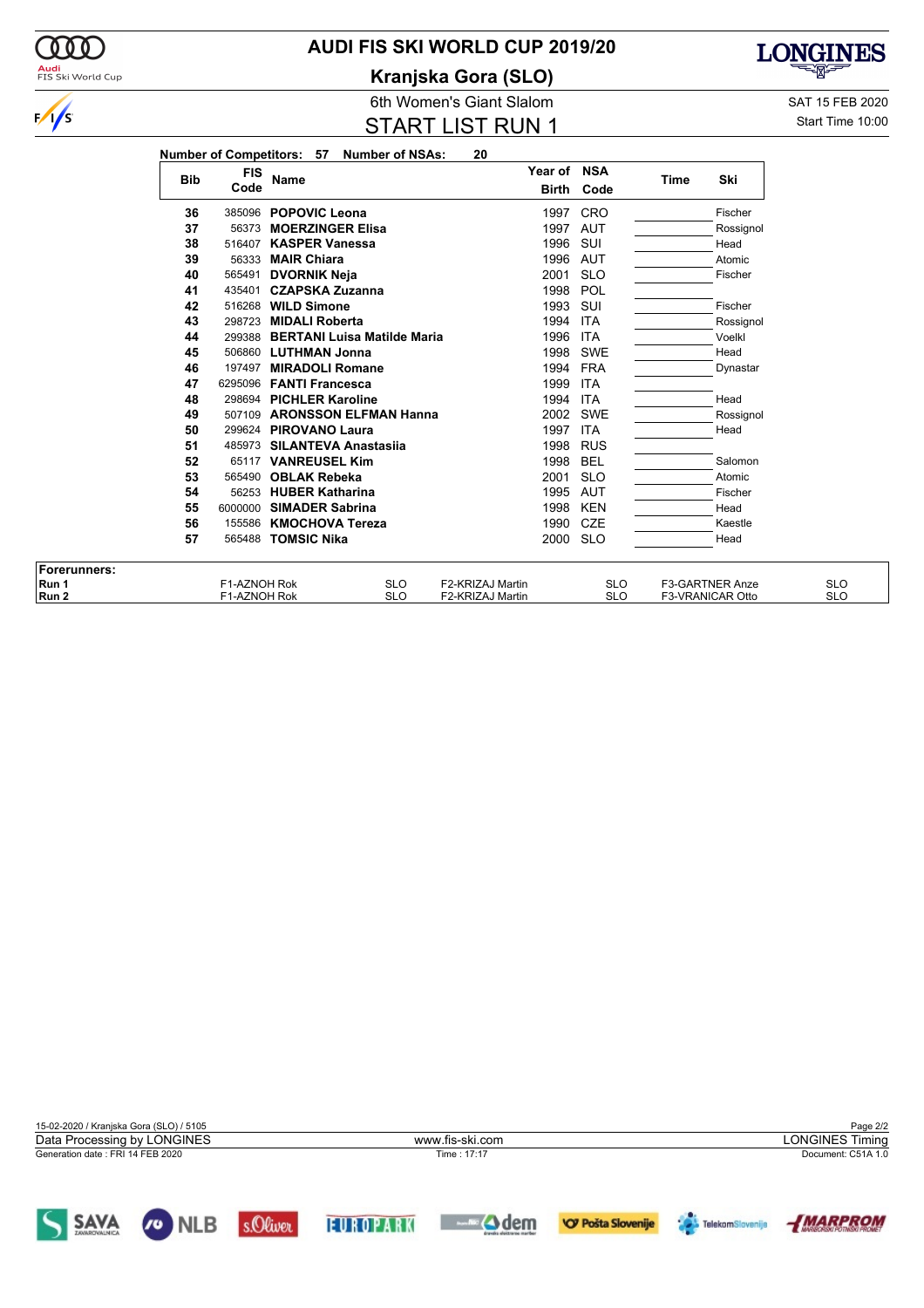# AUDI FIS SKI WORLD CUP 2019/20

## Kranjska Gora (SLO)

6th Women's Giant Slalom

SAT 15 FEB 2020

## START LIST RUN 1

Start Time 10:00

**Number of Competitors: 57 Number of NSAs: 20**

| Bib | FIS Code | Name | Year of Birth | NSA Code | Time | Ski |
|---|---|---|---|---|---|---|
| 36 | 385096 | **POPOVIC Leona** | 1997 | CRO | | Fischer |
| 37 | 56373 | **MOERZINGER Elisa** | 1997 | AUT | | Rossignol |
| 38 | 516407 | **KASPER Vanessa** | 1996 | SUI | | Head |
| 39 | 56333 | **MAIR Chiara** | 1996 | AUT | | Atomic |
| 40 | 565491 | **DVORNIK Neja** | 2001 | SLO | | Fischer |
| 41 | 435401 | **CZAPSKA Zuzanna** | 1998 | POL | | |
| 42 | 516268 | **WILD Simone** | 1993 | SUI | | Fischer |
| 43 | 298723 | **MIDALI Roberta** | 1994 | ITA | | Rossignol |
| 44 | 299388 | **BERTANI Luisa Matilde Maria** | 1996 | ITA | | Voelkl |
| 45 | 506860 | **LUTHMAN Jonna** | 1998 | SWE | | Head |
| 46 | 197497 | **MIRADOLI Romane** | 1994 | FRA | | Dynastar |
| 47 | 6295096 | **FANTI Francesca** | 1999 | ITA | | |
| 48 | 298694 | **PICHLER Karoline** | 1994 | ITA | | Head |
| 49 | 507109 | **ARONSSON ELFMAN Hanna** | 2002 | SWE | | Rossignol |
| 50 | 299624 | **PIROVANO Laura** | 1997 | ITA | | Head |
| 51 | 485973 | **SILANTEVA Anastasiia** | 1998 | RUS | | |
| 52 | 65117 | **VANREUSEL Kim** | 1998 | BEL | | Salomon |
| 53 | 565490 | **OBLAK Rebeka** | 2001 | SLO | | Atomic |
| 54 | 56253 | **HUBER Katharina** | 1995 | AUT | | Fischer |
| 55 | 6000000 | **SIMADER Sabrina** | 1998 | KEN | | Head |
| 56 | 155586 | **KMOCHOVA Tereza** | 1990 | CZE | | Kaestle |
| 57 | 565488 | **TOMSIC Nika** | 2000 | SLO | | Head |

**Forerunners:**

| | | | | | | |
|---|---|---|---|---|---|---|
| **Run 1** | F1-AZNOH Rok | SLO | F2-KRIZAJ Martin | SLO | F3-GARTNER Anze | SLO |
| **Run 2** | F1-AZNOH Rok | SLO | F2-KRIZAJ Martin | SLO | F3-VRANICAR Otto | SLO |

15-02-2020 / Kranjska Gora (SLO) / 5105

Data Processing by LONGINES — www.fis-ski.com — LONGINES Timing

Generation date : FRI 14 FEB 2020 — Time : 17:17 — Document: C51A 1.0